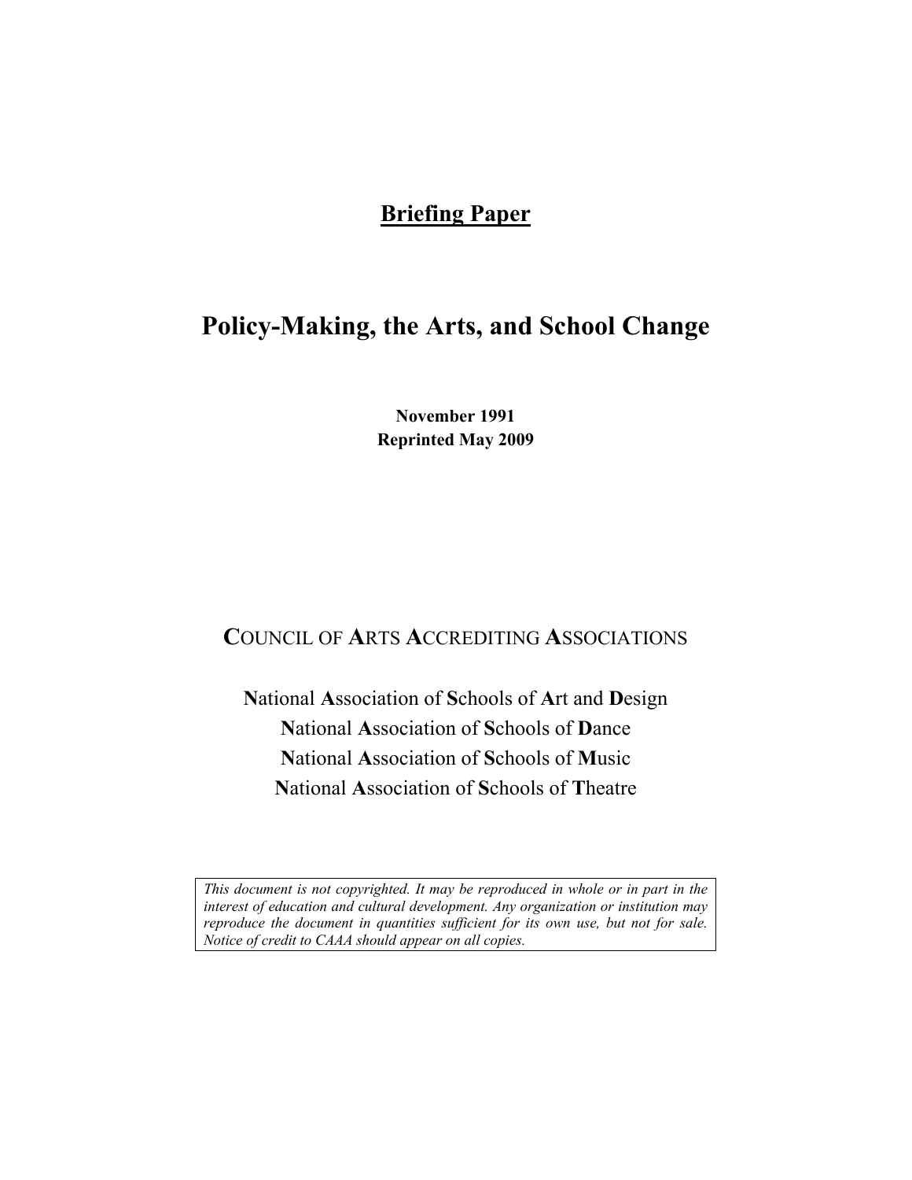**Briefing Paper**

# Policy-Making, the Arts, and School Change

**November 1991**
**Reprinted May 2009**

**C**OUNCIL OF **A**RTS **A**CCREDITING **A**SSOCIATIONS

**N**ational **A**ssociation of **S**chools of **A**rt and **D**esign
**N**ational **A**ssociation of **S**chools of **D**ance
**N**ational **A**ssociation of **S**chools of **M**usic
**N**ational **A**ssociation of **S**chools of **T**heatre

*This document is not copyrighted. It may be reproduced in whole or in part in the interest of education and cultural development. Any organization or institution may reproduce the document in quantities sufficient for its own use, but not for sale. Notice of credit to CAAA should appear on all copies.*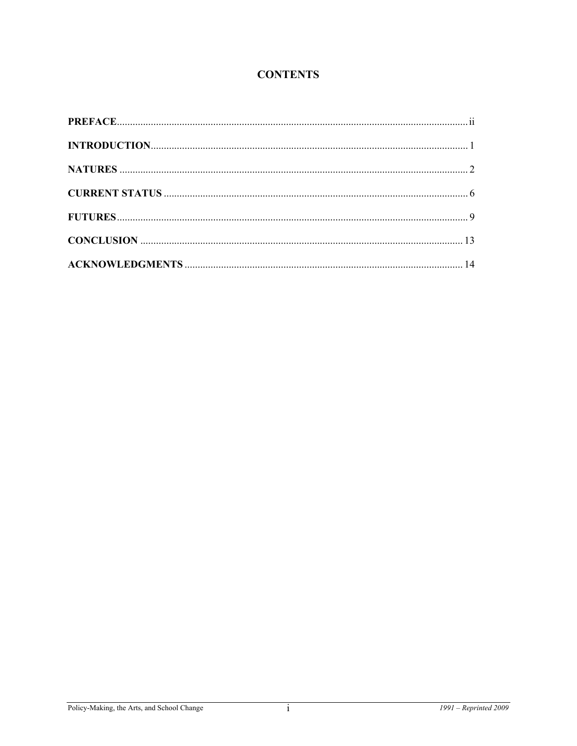# CONTENTS

PREFACE....................................................................................................................................ii

INTRODUCTION.........................................................................................................................1

NATURES .....................................................................................................................................2

CURRENT STATUS ....................................................................................................................6

FUTURES......................................................................................................................................9

CONCLUSION ...........................................................................................................................13

ACKNOWLEDGMENTS ..........................................................................................................14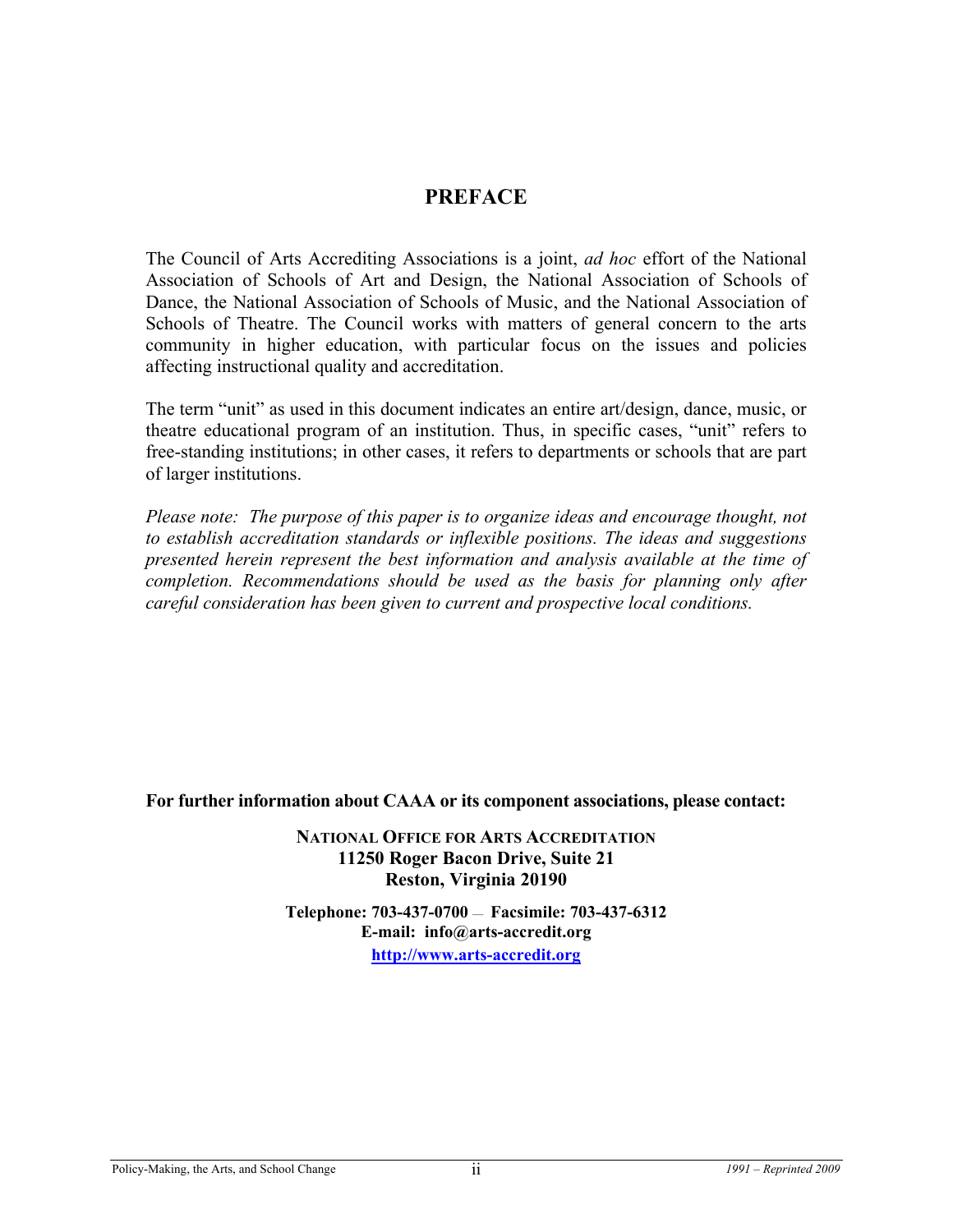## PREFACE

The Council of Arts Accrediting Associations is a joint, *ad hoc* effort of the National Association of Schools of Art and Design, the National Association of Schools of Dance, the National Association of Schools of Music, and the National Association of Schools of Theatre. The Council works with matters of general concern to the arts community in higher education, with particular focus on the issues and policies affecting instructional quality and accreditation.

The term "unit" as used in this document indicates an entire art/design, dance, music, or theatre educational program of an institution. Thus, in specific cases, "unit" refers to free-standing institutions; in other cases, it refers to departments or schools that are part of larger institutions.

*Please note: The purpose of this paper is to organize ideas and encourage thought, not to establish accreditation standards or inflexible positions. The ideas and suggestions presented herein represent the best information and analysis available at the time of completion. Recommendations should be used as the basis for planning only after careful consideration has been given to current and prospective local conditions.*

**For further information about CAAA or its component associations, please contact:**

**NATIONAL OFFICE FOR ARTS ACCREDITATION**
**11250 Roger Bacon Drive, Suite 21**
**Reston, Virginia 20190**

**Telephone: 703-437-0700 — Facsimile: 703-437-6312**
**E-mail: info@arts-accredit.org**
**http://www.arts-accredit.org**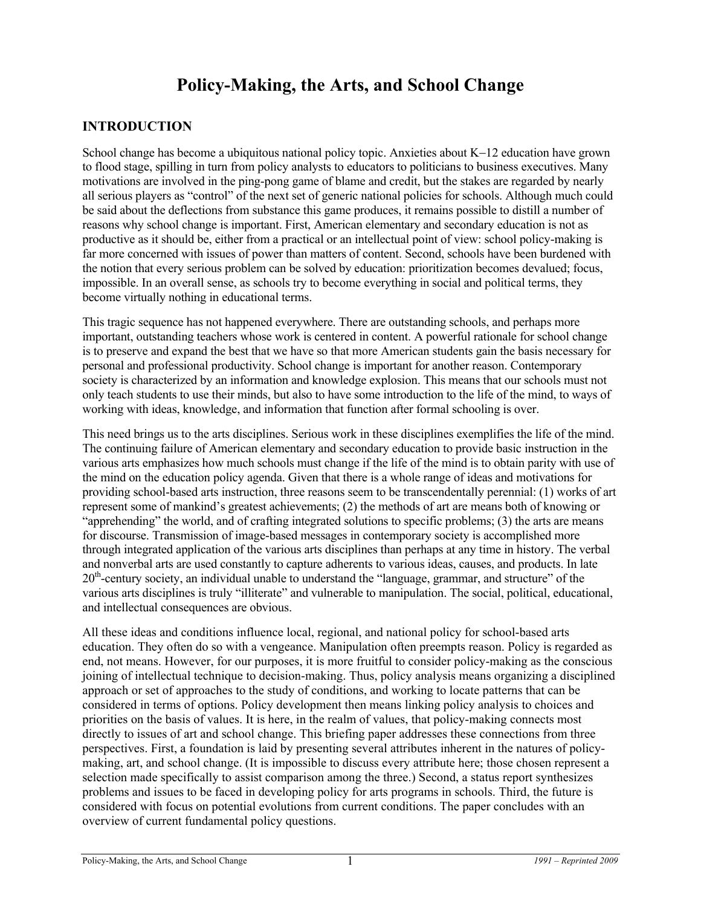# Policy-Making, the Arts, and School Change

## INTRODUCTION

School change has become a ubiquitous national policy topic. Anxieties about K−12 education have grown to flood stage, spilling in turn from policy analysts to educators to politicians to business executives. Many motivations are involved in the ping-pong game of blame and credit, but the stakes are regarded by nearly all serious players as "control" of the next set of generic national policies for schools. Although much could be said about the deflections from substance this game produces, it remains possible to distill a number of reasons why school change is important. First, American elementary and secondary education is not as productive as it should be, either from a practical or an intellectual point of view: school policy-making is far more concerned with issues of power than matters of content. Second, schools have been burdened with the notion that every serious problem can be solved by education: prioritization becomes devalued; focus, impossible. In an overall sense, as schools try to become everything in social and political terms, they become virtually nothing in educational terms.

This tragic sequence has not happened everywhere. There are outstanding schools, and perhaps more important, outstanding teachers whose work is centered in content. A powerful rationale for school change is to preserve and expand the best that we have so that more American students gain the basis necessary for personal and professional productivity. School change is important for another reason. Contemporary society is characterized by an information and knowledge explosion. This means that our schools must not only teach students to use their minds, but also to have some introduction to the life of the mind, to ways of working with ideas, knowledge, and information that function after formal schooling is over.

This need brings us to the arts disciplines. Serious work in these disciplines exemplifies the life of the mind. The continuing failure of American elementary and secondary education to provide basic instruction in the various arts emphasizes how much schools must change if the life of the mind is to obtain parity with use of the mind on the education policy agenda. Given that there is a whole range of ideas and motivations for providing school-based arts instruction, three reasons seem to be transcendentally perennial: (1) works of art represent some of mankind's greatest achievements; (2) the methods of art are means both of knowing or "apprehending" the world, and of crafting integrated solutions to specific problems; (3) the arts are means for discourse. Transmission of image-based messages in contemporary society is accomplished more through integrated application of the various arts disciplines than perhaps at any time in history. The verbal and nonverbal arts are used constantly to capture adherents to various ideas, causes, and products. In late 20th-century society, an individual unable to understand the "language, grammar, and structure" of the various arts disciplines is truly "illiterate" and vulnerable to manipulation. The social, political, educational, and intellectual consequences are obvious.

All these ideas and conditions influence local, regional, and national policy for school-based arts education. They often do so with a vengeance. Manipulation often preempts reason. Policy is regarded as end, not means. However, for our purposes, it is more fruitful to consider policy-making as the conscious joining of intellectual technique to decision-making. Thus, policy analysis means organizing a disciplined approach or set of approaches to the study of conditions, and working to locate patterns that can be considered in terms of options. Policy development then means linking policy analysis to choices and priorities on the basis of values. It is here, in the realm of values, that policy-making connects most directly to issues of art and school change. This briefing paper addresses these connections from three perspectives. First, a foundation is laid by presenting several attributes inherent in the natures of policy-making, art, and school change. (It is impossible to discuss every attribute here; those chosen represent a selection made specifically to assist comparison among the three.) Second, a status report synthesizes problems and issues to be faced in developing policy for arts programs in schools. Third, the future is considered with focus on potential evolutions from current conditions. The paper concludes with an overview of current fundamental policy questions.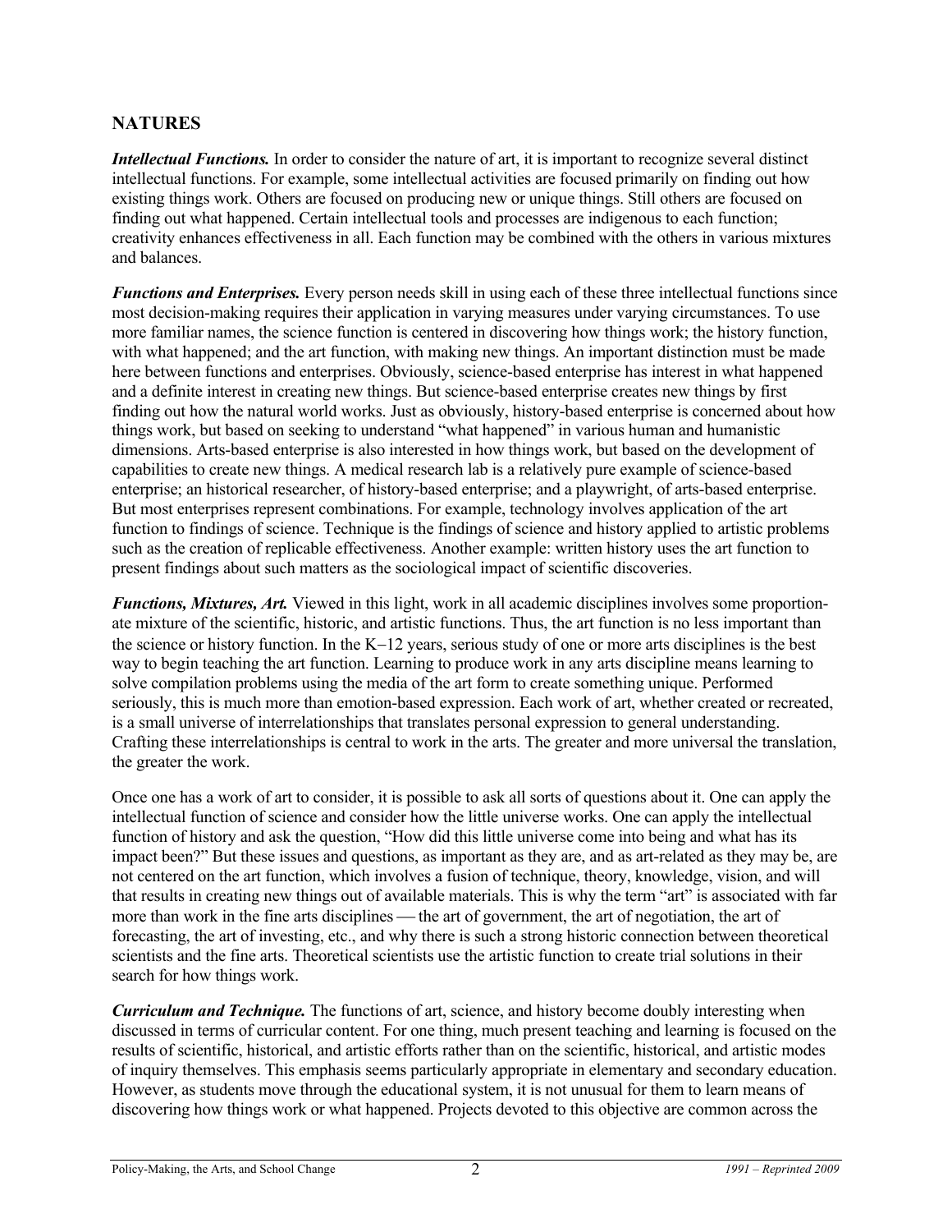## NATURES

***Intellectual Functions.*** In order to consider the nature of art, it is important to recognize several distinct intellectual functions. For example, some intellectual activities are focused primarily on finding out how existing things work. Others are focused on producing new or unique things. Still others are focused on finding out what happened. Certain intellectual tools and processes are indigenous to each function; creativity enhances effectiveness in all. Each function may be combined with the others in various mixtures and balances.

***Functions and Enterprises.*** Every person needs skill in using each of these three intellectual functions since most decision-making requires their application in varying measures under varying circumstances. To use more familiar names, the science function is centered in discovering how things work; the history function, with what happened; and the art function, with making new things. An important distinction must be made here between functions and enterprises. Obviously, science-based enterprise has interest in what happened and a definite interest in creating new things. But science-based enterprise creates new things by first finding out how the natural world works. Just as obviously, history-based enterprise is concerned about how things work, but based on seeking to understand "what happened" in various human and humanistic dimensions. Arts-based enterprise is also interested in how things work, but based on the development of capabilities to create new things. A medical research lab is a relatively pure example of science-based enterprise; an historical researcher, of history-based enterprise; and a playwright, of arts-based enterprise. But most enterprises represent combinations. For example, technology involves application of the art function to findings of science. Technique is the findings of science and history applied to artistic problems such as the creation of replicable effectiveness. Another example: written history uses the art function to present findings about such matters as the sociological impact of scientific discoveries.

***Functions, Mixtures, Art.*** Viewed in this light, work in all academic disciplines involves some proportionate mixture of the scientific, historic, and artistic functions. Thus, the art function is no less important than the science or history function. In the K–12 years, serious study of one or more arts disciplines is the best way to begin teaching the art function. Learning to produce work in any arts discipline means learning to solve compilation problems using the media of the art form to create something unique. Performed seriously, this is much more than emotion-based expression. Each work of art, whether created or recreated, is a small universe of interrelationships that translates personal expression to general understanding. Crafting these interrelationships is central to work in the arts. The greater and more universal the translation, the greater the work.

Once one has a work of art to consider, it is possible to ask all sorts of questions about it. One can apply the intellectual function of science and consider how the little universe works. One can apply the intellectual function of history and ask the question, "How did this little universe come into being and what has its impact been?" But these issues and questions, as important as they are, and as art-related as they may be, are not centered on the art function, which involves a fusion of technique, theory, knowledge, vision, and will that results in creating new things out of available materials. This is why the term "art" is associated with far more than work in the fine arts disciplines — the art of government, the art of negotiation, the art of forecasting, the art of investing, etc., and why there is such a strong historic connection between theoretical scientists and the fine arts. Theoretical scientists use the artistic function to create trial solutions in their search for how things work.

***Curriculum and Technique.*** The functions of art, science, and history become doubly interesting when discussed in terms of curricular content. For one thing, much present teaching and learning is focused on the results of scientific, historical, and artistic efforts rather than on the scientific, historical, and artistic modes of inquiry themselves. This emphasis seems particularly appropriate in elementary and secondary education. However, as students move through the educational system, it is not unusual for them to learn means of discovering how things work or what happened. Projects devoted to this objective are common across the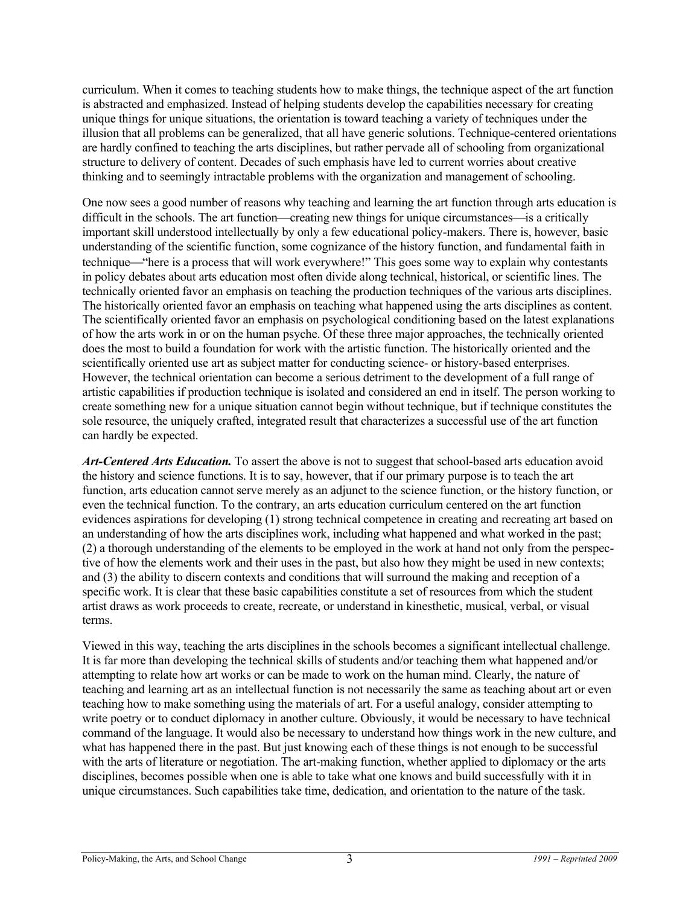curriculum. When it comes to teaching students how to make things, the technique aspect of the art function is abstracted and emphasized. Instead of helping students develop the capabilities necessary for creating unique things for unique situations, the orientation is toward teaching a variety of techniques under the illusion that all problems can be generalized, that all have generic solutions. Technique-centered orientations are hardly confined to teaching the arts disciplines, but rather pervade all of schooling from organizational structure to delivery of content. Decades of such emphasis have led to current worries about creative thinking and to seemingly intractable problems with the organization and management of schooling.

One now sees a good number of reasons why teaching and learning the art function through arts education is difficult in the schools. The art function—creating new things for unique circumstances—is a critically important skill understood intellectually by only a few educational policy-makers. There is, however, basic understanding of the scientific function, some cognizance of the history function, and fundamental faith in technique—"here is a process that will work everywhere!" This goes some way to explain why contestants in policy debates about arts education most often divide along technical, historical, or scientific lines. The technically oriented favor an emphasis on teaching the production techniques of the various arts disciplines. The historically oriented favor an emphasis on teaching what happened using the arts disciplines as content. The scientifically oriented favor an emphasis on psychological conditioning based on the latest explanations of how the arts work in or on the human psyche. Of these three major approaches, the technically oriented does the most to build a foundation for work with the artistic function. The historically oriented and the scientifically oriented use art as subject matter for conducting science- or history-based enterprises. However, the technical orientation can become a serious detriment to the development of a full range of artistic capabilities if production technique is isolated and considered an end in itself. The person working to create something new for a unique situation cannot begin without technique, but if technique constitutes the sole resource, the uniquely crafted, integrated result that characterizes a successful use of the art function can hardly be expected.

***Art-Centered Arts Education.*** To assert the above is not to suggest that school-based arts education avoid the history and science functions. It is to say, however, that if our primary purpose is to teach the art function, arts education cannot serve merely as an adjunct to the science function, or the history function, or even the technical function. To the contrary, an arts education curriculum centered on the art function evidences aspirations for developing (1) strong technical competence in creating and recreating art based on an understanding of how the arts disciplines work, including what happened and what worked in the past; (2) a thorough understanding of the elements to be employed in the work at hand not only from the perspective of how the elements work and their uses in the past, but also how they might be used in new contexts; and (3) the ability to discern contexts and conditions that will surround the making and reception of a specific work. It is clear that these basic capabilities constitute a set of resources from which the student artist draws as work proceeds to create, recreate, or understand in kinesthetic, musical, verbal, or visual terms.

Viewed in this way, teaching the arts disciplines in the schools becomes a significant intellectual challenge. It is far more than developing the technical skills of students and/or teaching them what happened and/or attempting to relate how art works or can be made to work on the human mind. Clearly, the nature of teaching and learning art as an intellectual function is not necessarily the same as teaching about art or even teaching how to make something using the materials of art. For a useful analogy, consider attempting to write poetry or to conduct diplomacy in another culture. Obviously, it would be necessary to have technical command of the language. It would also be necessary to understand how things work in the new culture, and what has happened there in the past. But just knowing each of these things is not enough to be successful with the arts of literature or negotiation. The art-making function, whether applied to diplomacy or the arts disciplines, becomes possible when one is able to take what one knows and build successfully with it in unique circumstances. Such capabilities take time, dedication, and orientation to the nature of the task.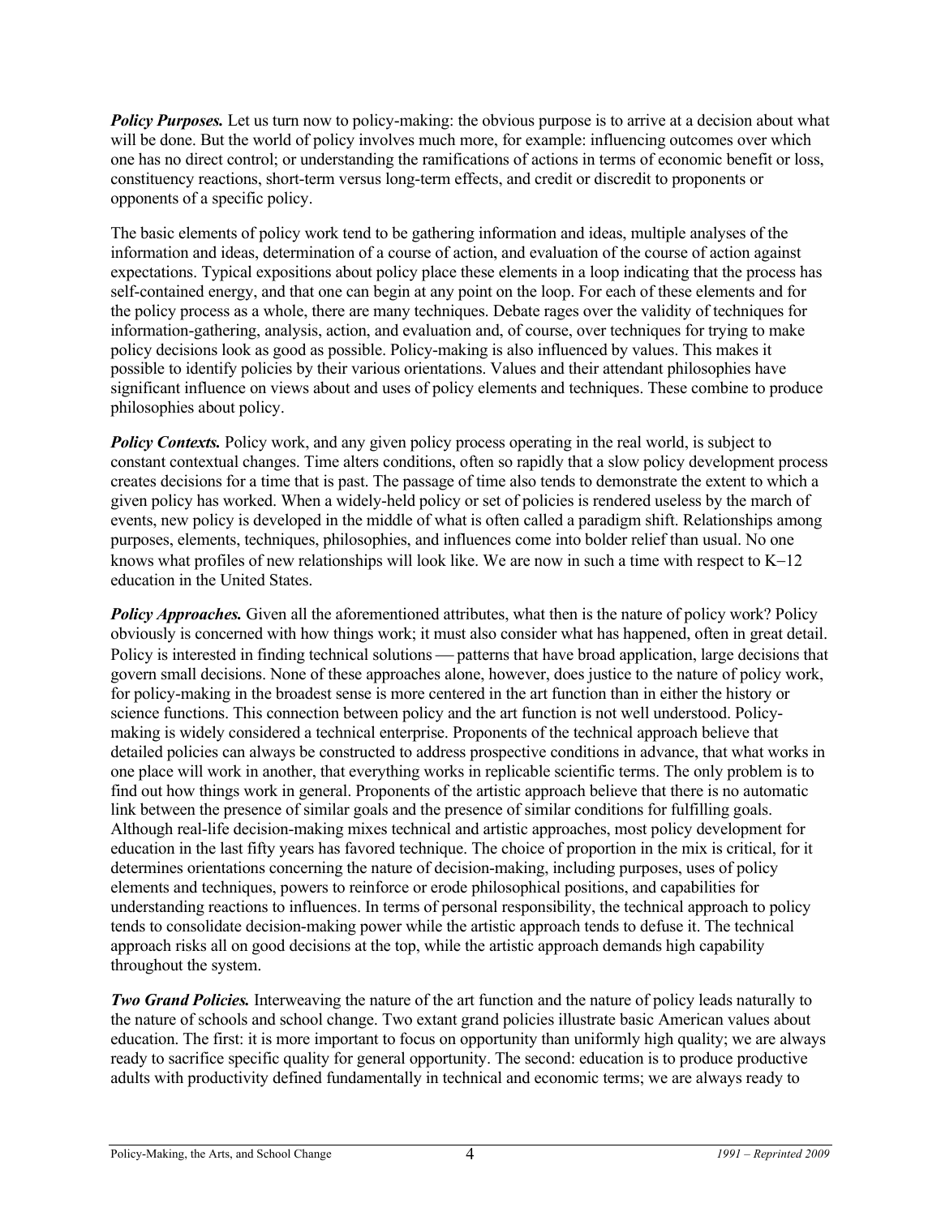***Policy Purposes.*** Let us turn now to policy-making: the obvious purpose is to arrive at a decision about what will be done. But the world of policy involves much more, for example: influencing outcomes over which one has no direct control; or understanding the ramifications of actions in terms of economic benefit or loss, constituency reactions, short-term versus long-term effects, and credit or discredit to proponents or opponents of a specific policy.

The basic elements of policy work tend to be gathering information and ideas, multiple analyses of the information and ideas, determination of a course of action, and evaluation of the course of action against expectations. Typical expositions about policy place these elements in a loop indicating that the process has self-contained energy, and that one can begin at any point on the loop. For each of these elements and for the policy process as a whole, there are many techniques. Debate rages over the validity of techniques for information-gathering, analysis, action, and evaluation and, of course, over techniques for trying to make policy decisions look as good as possible. Policy-making is also influenced by values. This makes it possible to identify policies by their various orientations. Values and their attendant philosophies have significant influence on views about and uses of policy elements and techniques. These combine to produce philosophies about policy.

***Policy Contexts.*** Policy work, and any given policy process operating in the real world, is subject to constant contextual changes. Time alters conditions, often so rapidly that a slow policy development process creates decisions for a time that is past. The passage of time also tends to demonstrate the extent to which a given policy has worked. When a widely-held policy or set of policies is rendered useless by the march of events, new policy is developed in the middle of what is often called a paradigm shift. Relationships among purposes, elements, techniques, philosophies, and influences come into bolder relief than usual. No one knows what profiles of new relationships will look like. We are now in such a time with respect to K–12 education in the United States.

***Policy Approaches.*** Given all the aforementioned attributes, what then is the nature of policy work? Policy obviously is concerned with how things work; it must also consider what has happened, often in great detail. Policy is interested in finding technical solutions — patterns that have broad application, large decisions that govern small decisions. None of these approaches alone, however, does justice to the nature of policy work, for policy-making in the broadest sense is more centered in the art function than in either the history or science functions. This connection between policy and the art function is not well understood. Policy-making is widely considered a technical enterprise. Proponents of the technical approach believe that detailed policies can always be constructed to address prospective conditions in advance, that what works in one place will work in another, that everything works in replicable scientific terms. The only problem is to find out how things work in general. Proponents of the artistic approach believe that there is no automatic link between the presence of similar goals and the presence of similar conditions for fulfilling goals. Although real-life decision-making mixes technical and artistic approaches, most policy development for education in the last fifty years has favored technique. The choice of proportion in the mix is critical, for it determines orientations concerning the nature of decision-making, including purposes, uses of policy elements and techniques, powers to reinforce or erode philosophical positions, and capabilities for understanding reactions to influences. In terms of personal responsibility, the technical approach to policy tends to consolidate decision-making power while the artistic approach tends to defuse it. The technical approach risks all on good decisions at the top, while the artistic approach demands high capability throughout the system.

***Two Grand Policies.*** Interweaving the nature of the art function and the nature of policy leads naturally to the nature of schools and school change. Two extant grand policies illustrate basic American values about education. The first: it is more important to focus on opportunity than uniformly high quality; we are always ready to sacrifice specific quality for general opportunity. The second: education is to produce productive adults with productivity defined fundamentally in technical and economic terms; we are always ready to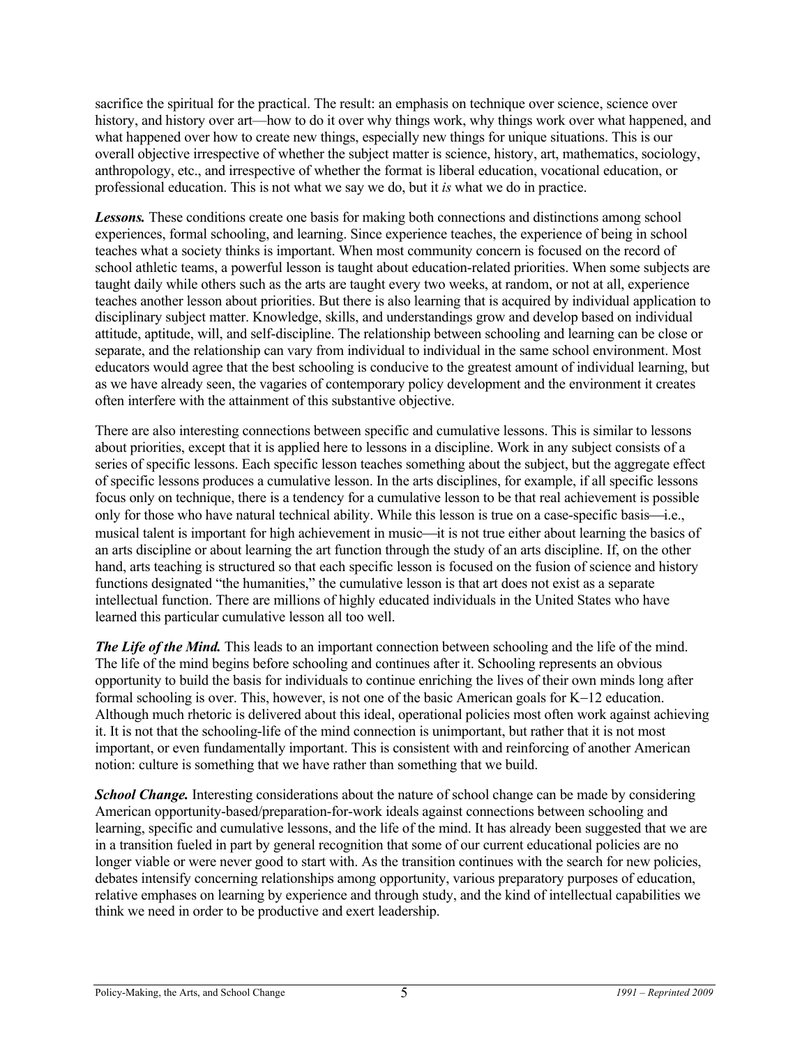sacrifice the spiritual for the practical. The result: an emphasis on technique over science, science over history, and history over art—how to do it over why things work, why things work over what happened, and what happened over how to create new things, especially new things for unique situations. This is our overall objective irrespective of whether the subject matter is science, history, art, mathematics, sociology, anthropology, etc., and irrespective of whether the format is liberal education, vocational education, or professional education. This is not what we say we do, but it *is* what we do in practice.

***Lessons.*** These conditions create one basis for making both connections and distinctions among school experiences, formal schooling, and learning. Since experience teaches, the experience of being in school teaches what a society thinks is important. When most community concern is focused on the record of school athletic teams, a powerful lesson is taught about education-related priorities. When some subjects are taught daily while others such as the arts are taught every two weeks, at random, or not at all, experience teaches another lesson about priorities. But there is also learning that is acquired by individual application to disciplinary subject matter. Knowledge, skills, and understandings grow and develop based on individual attitude, aptitude, will, and self-discipline. The relationship between schooling and learning can be close or separate, and the relationship can vary from individual to individual in the same school environment. Most educators would agree that the best schooling is conducive to the greatest amount of individual learning, but as we have already seen, the vagaries of contemporary policy development and the environment it creates often interfere with the attainment of this substantive objective.

There are also interesting connections between specific and cumulative lessons. This is similar to lessons about priorities, except that it is applied here to lessons in a discipline. Work in any subject consists of a series of specific lessons. Each specific lesson teaches something about the subject, but the aggregate effect of specific lessons produces a cumulative lesson. In the arts disciplines, for example, if all specific lessons focus only on technique, there is a tendency for a cumulative lesson to be that real achievement is possible only for those who have natural technical ability. While this lesson is true on a case-specific basis—i.e., musical talent is important for high achievement in music—it is not true either about learning the basics of an arts discipline or about learning the art function through the study of an arts discipline. If, on the other hand, arts teaching is structured so that each specific lesson is focused on the fusion of science and history functions designated "the humanities," the cumulative lesson is that art does not exist as a separate intellectual function. There are millions of highly educated individuals in the United States who have learned this particular cumulative lesson all too well.

***The Life of the Mind.*** This leads to an important connection between schooling and the life of the mind. The life of the mind begins before schooling and continues after it. Schooling represents an obvious opportunity to build the basis for individuals to continue enriching the lives of their own minds long after formal schooling is over. This, however, is not one of the basic American goals for K–12 education. Although much rhetoric is delivered about this ideal, operational policies most often work against achieving it. It is not that the schooling-life of the mind connection is unimportant, but rather that it is not most important, or even fundamentally important. This is consistent with and reinforcing of another American notion: culture is something that we have rather than something that we build.

***School Change.*** Interesting considerations about the nature of school change can be made by considering American opportunity-based/preparation-for-work ideals against connections between schooling and learning, specific and cumulative lessons, and the life of the mind. It has already been suggested that we are in a transition fueled in part by general recognition that some of our current educational policies are no longer viable or were never good to start with. As the transition continues with the search for new policies, debates intensify concerning relationships among opportunity, various preparatory purposes of education, relative emphases on learning by experience and through study, and the kind of intellectual capabilities we think we need in order to be productive and exert leadership.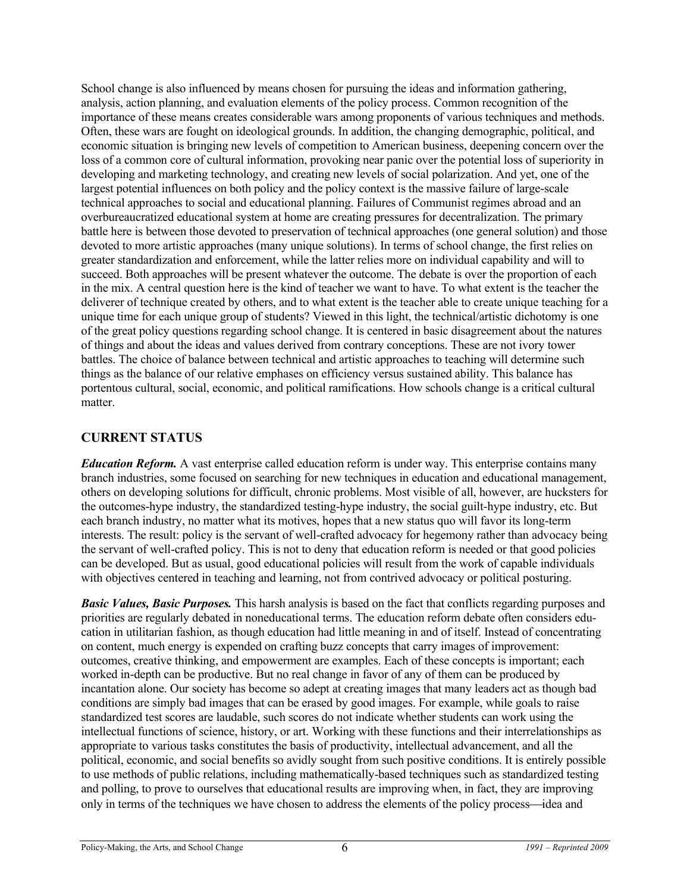School change is also influenced by means chosen for pursuing the ideas and information gathering, analysis, action planning, and evaluation elements of the policy process. Common recognition of the importance of these means creates considerable wars among proponents of various techniques and methods. Often, these wars are fought on ideological grounds. In addition, the changing demographic, political, and economic situation is bringing new levels of competition to American business, deepening concern over the loss of a common core of cultural information, provoking near panic over the potential loss of superiority in developing and marketing technology, and creating new levels of social polarization. And yet, one of the largest potential influences on both policy and the policy context is the massive failure of large-scale technical approaches to social and educational planning. Failures of Communist regimes abroad and an overbureaucratized educational system at home are creating pressures for decentralization. The primary battle here is between those devoted to preservation of technical approaches (one general solution) and those devoted to more artistic approaches (many unique solutions). In terms of school change, the first relies on greater standardization and enforcement, while the latter relies more on individual capability and will to succeed. Both approaches will be present whatever the outcome. The debate is over the proportion of each in the mix. A central question here is the kind of teacher we want to have. To what extent is the teacher the deliverer of technique created by others, and to what extent is the teacher able to create unique teaching for a unique time for each unique group of students? Viewed in this light, the technical/artistic dichotomy is one of the great policy questions regarding school change. It is centered in basic disagreement about the natures of things and about the ideas and values derived from contrary conceptions. These are not ivory tower battles. The choice of balance between technical and artistic approaches to teaching will determine such things as the balance of our relative emphases on efficiency versus sustained ability. This balance has portentous cultural, social, economic, and political ramifications. How schools change is a critical cultural matter.

## CURRENT STATUS

***Education Reform.*** A vast enterprise called education reform is under way. This enterprise contains many branch industries, some focused on searching for new techniques in education and educational management, others on developing solutions for difficult, chronic problems. Most visible of all, however, are hucksters for the outcomes-hype industry, the standardized testing-hype industry, the social guilt-hype industry, etc. But each branch industry, no matter what its motives, hopes that a new status quo will favor its long-term interests. The result: policy is the servant of well-crafted advocacy for hegemony rather than advocacy being the servant of well-crafted policy. This is not to deny that education reform is needed or that good policies can be developed. But as usual, good educational policies will result from the work of capable individuals with objectives centered in teaching and learning, not from contrived advocacy or political posturing.

***Basic Values, Basic Purposes.*** This harsh analysis is based on the fact that conflicts regarding purposes and priorities are regularly debated in noneducational terms. The education reform debate often considers education in utilitarian fashion, as though education had little meaning in and of itself. Instead of concentrating on content, much energy is expended on crafting buzz concepts that carry images of improvement: outcomes, creative thinking, and empowerment are examples. Each of these concepts is important; each worked in-depth can be productive. But no real change in favor of any of them can be produced by incantation alone. Our society has become so adept at creating images that many leaders act as though bad conditions are simply bad images that can be erased by good images. For example, while goals to raise standardized test scores are laudable, such scores do not indicate whether students can work using the intellectual functions of science, history, or art. Working with these functions and their interrelationships as appropriate to various tasks constitutes the basis of productivity, intellectual advancement, and all the political, economic, and social benefits so avidly sought from such positive conditions. It is entirely possible to use methods of public relations, including mathematically-based techniques such as standardized testing and polling, to prove to ourselves that educational results are improving when, in fact, they are improving only in terms of the techniques we have chosen to address the elements of the policy process—idea and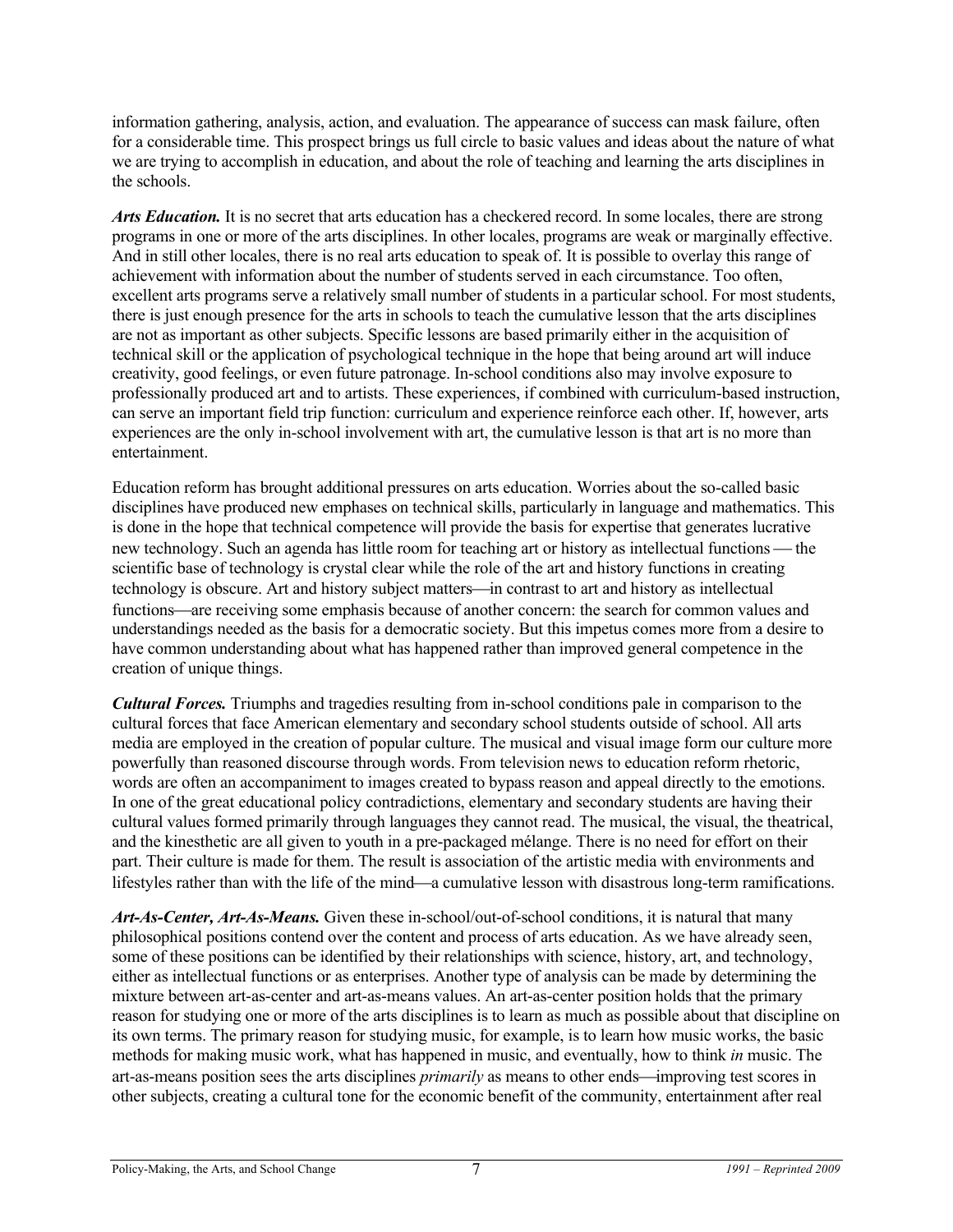information gathering, analysis, action, and evaluation. The appearance of success can mask failure, often for a considerable time. This prospect brings us full circle to basic values and ideas about the nature of what we are trying to accomplish in education, and about the role of teaching and learning the arts disciplines in the schools.

***Arts Education.*** It is no secret that arts education has a checkered record. In some locales, there are strong programs in one or more of the arts disciplines. In other locales, programs are weak or marginally effective. And in still other locales, there is no real arts education to speak of. It is possible to overlay this range of achievement with information about the number of students served in each circumstance. Too often, excellent arts programs serve a relatively small number of students in a particular school. For most students, there is just enough presence for the arts in schools to teach the cumulative lesson that the arts disciplines are not as important as other subjects. Specific lessons are based primarily either in the acquisition of technical skill or the application of psychological technique in the hope that being around art will induce creativity, good feelings, or even future patronage. In-school conditions also may involve exposure to professionally produced art and to artists. These experiences, if combined with curriculum-based instruction, can serve an important field trip function: curriculum and experience reinforce each other. If, however, arts experiences are the only in-school involvement with art, the cumulative lesson is that art is no more than entertainment.

Education reform has brought additional pressures on arts education. Worries about the so-called basic disciplines have produced new emphases on technical skills, particularly in language and mathematics. This is done in the hope that technical competence will provide the basis for expertise that generates lucrative new technology. Such an agenda has little room for teaching art or history as intellectual functions — the scientific base of technology is crystal clear while the role of the art and history functions in creating technology is obscure. Art and history subject matters—in contrast to art and history as intellectual functions—are receiving some emphasis because of another concern: the search for common values and understandings needed as the basis for a democratic society. But this impetus comes more from a desire to have common understanding about what has happened rather than improved general competence in the creation of unique things.

***Cultural Forces.*** Triumphs and tragedies resulting from in-school conditions pale in comparison to the cultural forces that face American elementary and secondary school students outside of school. All arts media are employed in the creation of popular culture. The musical and visual image form our culture more powerfully than reasoned discourse through words. From television news to education reform rhetoric, words are often an accompaniment to images created to bypass reason and appeal directly to the emotions. In one of the great educational policy contradictions, elementary and secondary students are having their cultural values formed primarily through languages they cannot read. The musical, the visual, the theatrical, and the kinesthetic are all given to youth in a pre-packaged mélange. There is no need for effort on their part. Their culture is made for them. The result is association of the artistic media with environments and lifestyles rather than with the life of the mind—a cumulative lesson with disastrous long-term ramifications.

***Art-As-Center, Art-As-Means.*** Given these in-school/out-of-school conditions, it is natural that many philosophical positions contend over the content and process of arts education. As we have already seen, some of these positions can be identified by their relationships with science, history, art, and technology, either as intellectual functions or as enterprises. Another type of analysis can be made by determining the mixture between art-as-center and art-as-means values. An art-as-center position holds that the primary reason for studying one or more of the arts disciplines is to learn as much as possible about that discipline on its own terms. The primary reason for studying music, for example, is to learn how music works, the basic methods for making music work, what has happened in music, and eventually, how to think *in* music. The art-as-means position sees the arts disciplines *primarily* as means to other ends—improving test scores in other subjects, creating a cultural tone for the economic benefit of the community, entertainment after real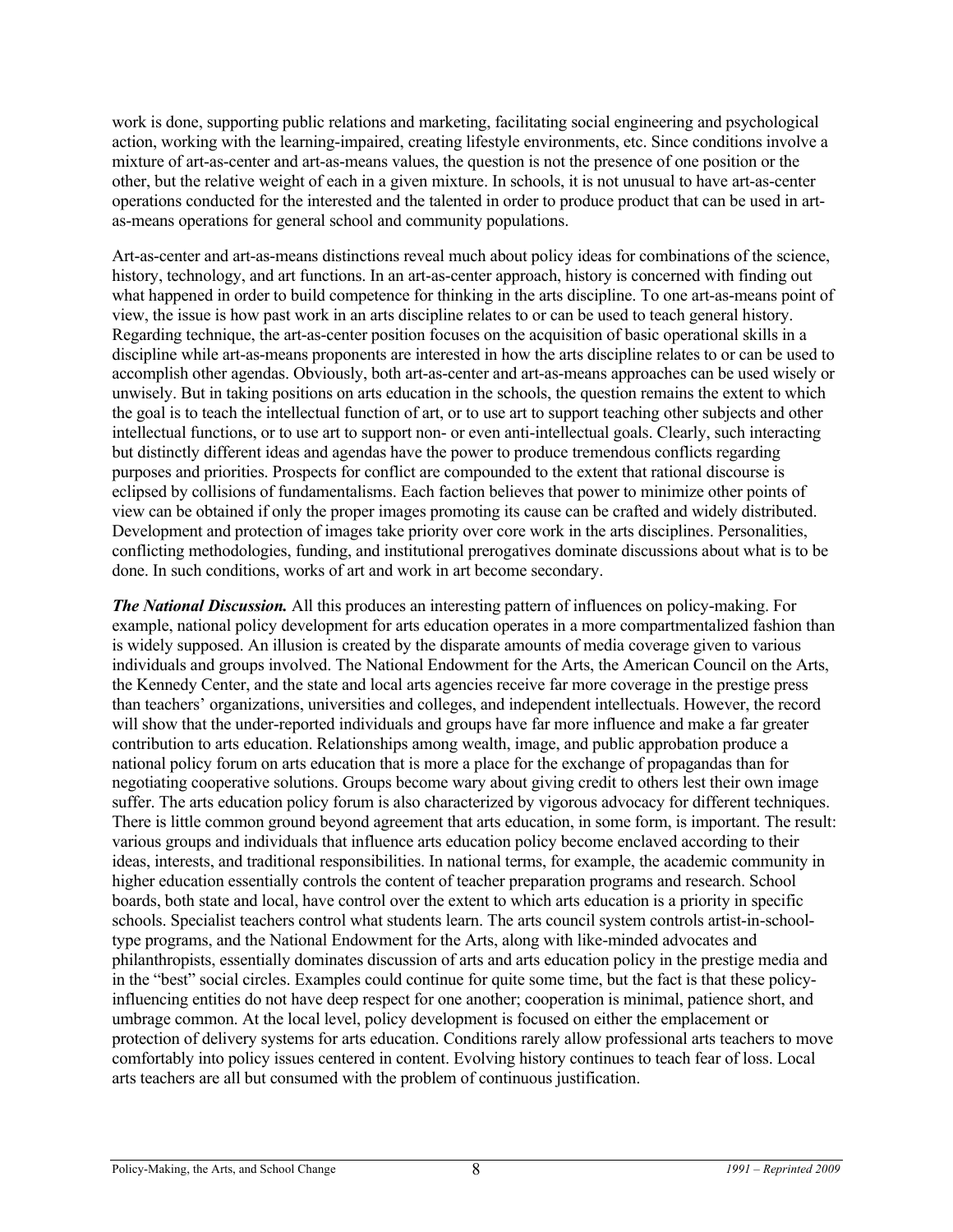work is done, supporting public relations and marketing, facilitating social engineering and psychological action, working with the learning-impaired, creating lifestyle environments, etc. Since conditions involve a mixture of art-as-center and art-as-means values, the question is not the presence of one position or the other, but the relative weight of each in a given mixture. In schools, it is not unusual to have art-as-center operations conducted for the interested and the talented in order to produce product that can be used in art-as-means operations for general school and community populations.

Art-as-center and art-as-means distinctions reveal much about policy ideas for combinations of the science, history, technology, and art functions. In an art-as-center approach, history is concerned with finding out what happened in order to build competence for thinking in the arts discipline. To one art-as-means point of view, the issue is how past work in an arts discipline relates to or can be used to teach general history. Regarding technique, the art-as-center position focuses on the acquisition of basic operational skills in a discipline while art-as-means proponents are interested in how the arts discipline relates to or can be used to accomplish other agendas. Obviously, both art-as-center and art-as-means approaches can be used wisely or unwisely. But in taking positions on arts education in the schools, the question remains the extent to which the goal is to teach the intellectual function of art, or to use art to support teaching other subjects and other intellectual functions, or to use art to support non- or even anti-intellectual goals. Clearly, such interacting but distinctly different ideas and agendas have the power to produce tremendous conflicts regarding purposes and priorities. Prospects for conflict are compounded to the extent that rational discourse is eclipsed by collisions of fundamentalisms. Each faction believes that power to minimize other points of view can be obtained if only the proper images promoting its cause can be crafted and widely distributed. Development and protection of images take priority over core work in the arts disciplines. Personalities, conflicting methodologies, funding, and institutional prerogatives dominate discussions about what is to be done. In such conditions, works of art and work in art become secondary.

***The National Discussion.*** All this produces an interesting pattern of influences on policy-making. For example, national policy development for arts education operates in a more compartmentalized fashion than is widely supposed. An illusion is created by the disparate amounts of media coverage given to various individuals and groups involved. The National Endowment for the Arts, the American Council on the Arts, the Kennedy Center, and the state and local arts agencies receive far more coverage in the prestige press than teachers' organizations, universities and colleges, and independent intellectuals. However, the record will show that the under-reported individuals and groups have far more influence and make a far greater contribution to arts education. Relationships among wealth, image, and public approbation produce a national policy forum on arts education that is more a place for the exchange of propagandas than for negotiating cooperative solutions. Groups become wary about giving credit to others lest their own image suffer. The arts education policy forum is also characterized by vigorous advocacy for different techniques. There is little common ground beyond agreement that arts education, in some form, is important. The result: various groups and individuals that influence arts education policy become enclaved according to their ideas, interests, and traditional responsibilities. In national terms, for example, the academic community in higher education essentially controls the content of teacher preparation programs and research. School boards, both state and local, have control over the extent to which arts education is a priority in specific schools. Specialist teachers control what students learn. The arts council system controls artist-in-school-type programs, and the National Endowment for the Arts, along with like-minded advocates and philanthropists, essentially dominates discussion of arts and arts education policy in the prestige media and in the "best" social circles. Examples could continue for quite some time, but the fact is that these policy-influencing entities do not have deep respect for one another; cooperation is minimal, patience short, and umbrage common. At the local level, policy development is focused on either the emplacement or protection of delivery systems for arts education. Conditions rarely allow professional arts teachers to move comfortably into policy issues centered in content. Evolving history continues to teach fear of loss. Local arts teachers are all but consumed with the problem of continuous justification.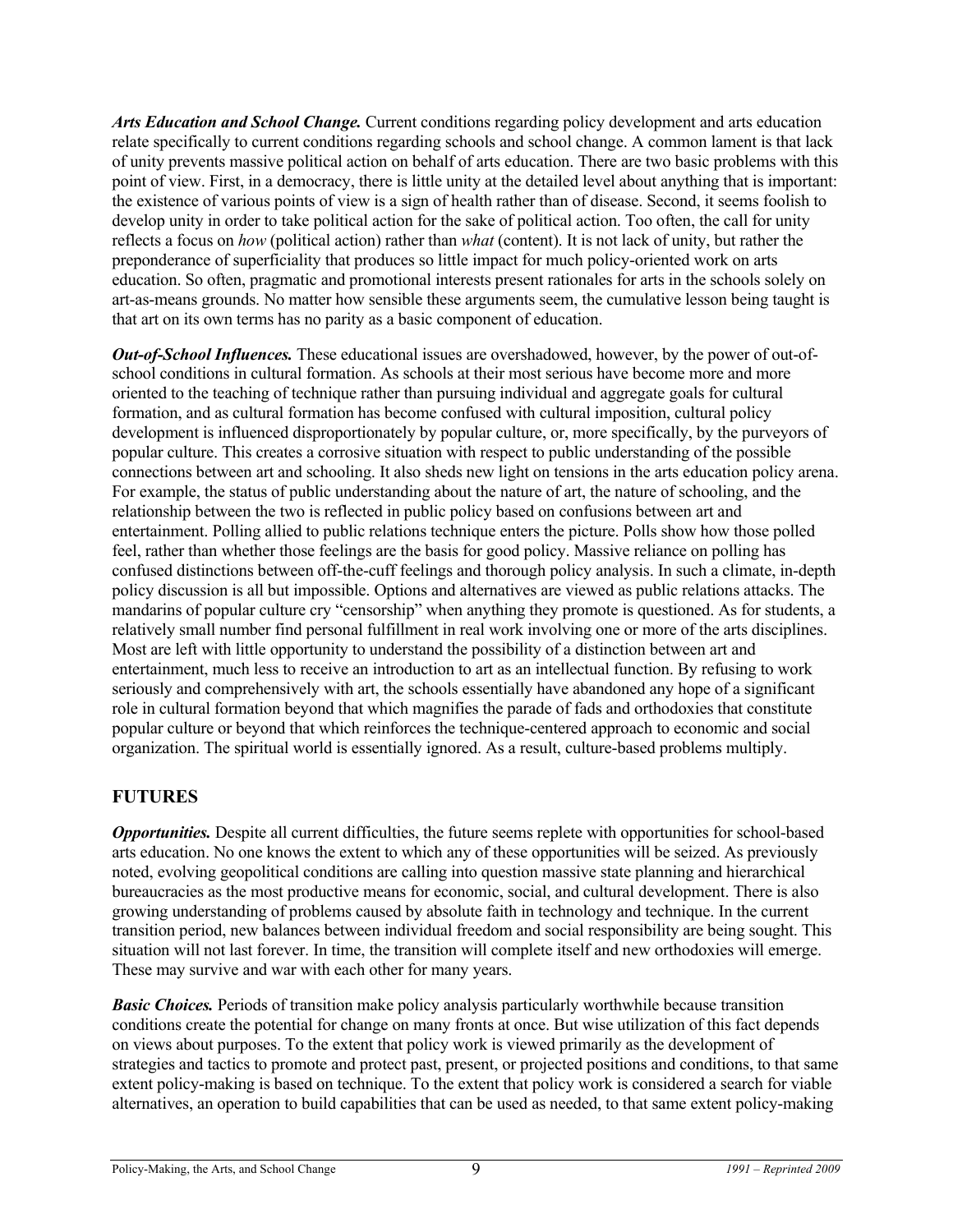***Arts Education and School Change.*** Current conditions regarding policy development and arts education relate specifically to current conditions regarding schools and school change. A common lament is that lack of unity prevents massive political action on behalf of arts education. There are two basic problems with this point of view. First, in a democracy, there is little unity at the detailed level about anything that is important: the existence of various points of view is a sign of health rather than of disease. Second, it seems foolish to develop unity in order to take political action for the sake of political action. Too often, the call for unity reflects a focus on *how* (political action) rather than *what* (content). It is not lack of unity, but rather the preponderance of superficiality that produces so little impact for much policy-oriented work on arts education. So often, pragmatic and promotional interests present rationales for arts in the schools solely on art-as-means grounds. No matter how sensible these arguments seem, the cumulative lesson being taught is that art on its own terms has no parity as a basic component of education.

***Out-of-School Influences.*** These educational issues are overshadowed, however, by the power of out-of-school conditions in cultural formation. As schools at their most serious have become more and more oriented to the teaching of technique rather than pursuing individual and aggregate goals for cultural formation, and as cultural formation has become confused with cultural imposition, cultural policy development is influenced disproportionately by popular culture, or, more specifically, by the purveyors of popular culture. This creates a corrosive situation with respect to public understanding of the possible connections between art and schooling. It also sheds new light on tensions in the arts education policy arena. For example, the status of public understanding about the nature of art, the nature of schooling, and the relationship between the two is reflected in public policy based on confusions between art and entertainment. Polling allied to public relations technique enters the picture. Polls show how those polled feel, rather than whether those feelings are the basis for good policy. Massive reliance on polling has confused distinctions between off-the-cuff feelings and thorough policy analysis. In such a climate, in-depth policy discussion is all but impossible. Options and alternatives are viewed as public relations attacks. The mandarins of popular culture cry "censorship" when anything they promote is questioned. As for students, a relatively small number find personal fulfillment in real work involving one or more of the arts disciplines. Most are left with little opportunity to understand the possibility of a distinction between art and entertainment, much less to receive an introduction to art as an intellectual function. By refusing to work seriously and comprehensively with art, the schools essentially have abandoned any hope of a significant role in cultural formation beyond that which magnifies the parade of fads and orthodoxies that constitute popular culture or beyond that which reinforces the technique-centered approach to economic and social organization. The spiritual world is essentially ignored. As a result, culture-based problems multiply.

## FUTURES

***Opportunities.*** Despite all current difficulties, the future seems replete with opportunities for school-based arts education. No one knows the extent to which any of these opportunities will be seized. As previously noted, evolving geopolitical conditions are calling into question massive state planning and hierarchical bureaucracies as the most productive means for economic, social, and cultural development. There is also growing understanding of problems caused by absolute faith in technology and technique. In the current transition period, new balances between individual freedom and social responsibility are being sought. This situation will not last forever. In time, the transition will complete itself and new orthodoxies will emerge. These may survive and war with each other for many years.

***Basic Choices.*** Periods of transition make policy analysis particularly worthwhile because transition conditions create the potential for change on many fronts at once. But wise utilization of this fact depends on views about purposes. To the extent that policy work is viewed primarily as the development of strategies and tactics to promote and protect past, present, or projected positions and conditions, to that same extent policy-making is based on technique. To the extent that policy work is considered a search for viable alternatives, an operation to build capabilities that can be used as needed, to that same extent policy-making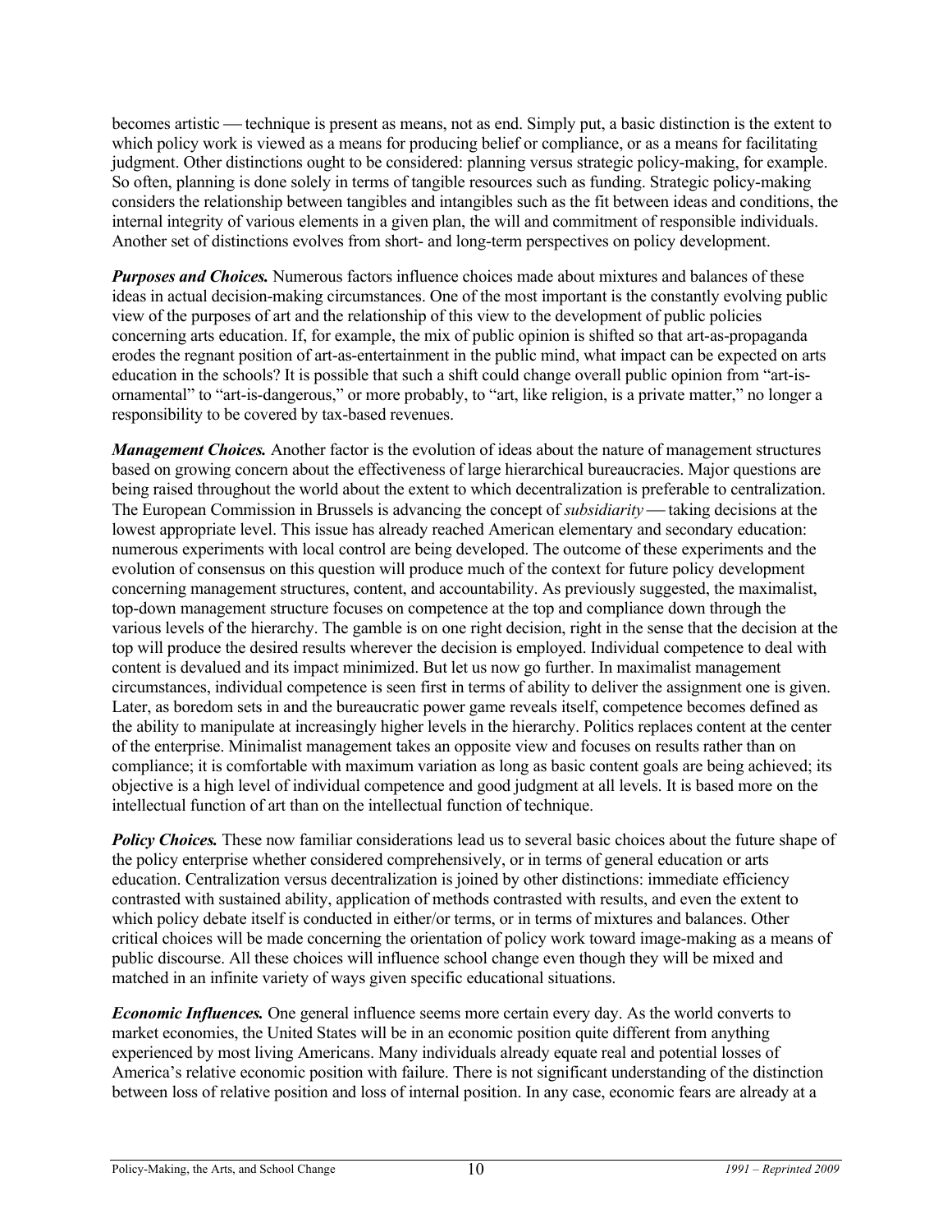becomes artistic — technique is present as means, not as end. Simply put, a basic distinction is the extent to which policy work is viewed as a means for producing belief or compliance, or as a means for facilitating judgment. Other distinctions ought to be considered: planning versus strategic policy-making, for example. So often, planning is done solely in terms of tangible resources such as funding. Strategic policy-making considers the relationship between tangibles and intangibles such as the fit between ideas and conditions, the internal integrity of various elements in a given plan, the will and commitment of responsible individuals. Another set of distinctions evolves from short- and long-term perspectives on policy development.

***Purposes and Choices.*** Numerous factors influence choices made about mixtures and balances of these ideas in actual decision-making circumstances. One of the most important is the constantly evolving public view of the purposes of art and the relationship of this view to the development of public policies concerning arts education. If, for example, the mix of public opinion is shifted so that art-as-propaganda erodes the regnant position of art-as-entertainment in the public mind, what impact can be expected on arts education in the schools? It is possible that such a shift could change overall public opinion from "art-is-ornamental" to "art-is-dangerous," or more probably, to "art, like religion, is a private matter," no longer a responsibility to be covered by tax-based revenues.

***Management Choices.*** Another factor is the evolution of ideas about the nature of management structures based on growing concern about the effectiveness of large hierarchical bureaucracies. Major questions are being raised throughout the world about the extent to which decentralization is preferable to centralization. The European Commission in Brussels is advancing the concept of *subsidiarity* — taking decisions at the lowest appropriate level. This issue has already reached American elementary and secondary education: numerous experiments with local control are being developed. The outcome of these experiments and the evolution of consensus on this question will produce much of the context for future policy development concerning management structures, content, and accountability. As previously suggested, the maximalist, top-down management structure focuses on competence at the top and compliance down through the various levels of the hierarchy. The gamble is on one right decision, right in the sense that the decision at the top will produce the desired results wherever the decision is employed. Individual competence to deal with content is devalued and its impact minimized. But let us now go further. In maximalist management circumstances, individual competence is seen first in terms of ability to deliver the assignment one is given. Later, as boredom sets in and the bureaucratic power game reveals itself, competence becomes defined as the ability to manipulate at increasingly higher levels in the hierarchy. Politics replaces content at the center of the enterprise. Minimalist management takes an opposite view and focuses on results rather than on compliance; it is comfortable with maximum variation as long as basic content goals are being achieved; its objective is a high level of individual competence and good judgment at all levels. It is based more on the intellectual function of art than on the intellectual function of technique.

***Policy Choices.*** These now familiar considerations lead us to several basic choices about the future shape of the policy enterprise whether considered comprehensively, or in terms of general education or arts education. Centralization versus decentralization is joined by other distinctions: immediate efficiency contrasted with sustained ability, application of methods contrasted with results, and even the extent to which policy debate itself is conducted in either/or terms, or in terms of mixtures and balances. Other critical choices will be made concerning the orientation of policy work toward image-making as a means of public discourse. All these choices will influence school change even though they will be mixed and matched in an infinite variety of ways given specific educational situations.

***Economic Influences.*** One general influence seems more certain every day. As the world converts to market economies, the United States will be in an economic position quite different from anything experienced by most living Americans. Many individuals already equate real and potential losses of America's relative economic position with failure. There is not significant understanding of the distinction between loss of relative position and loss of internal position. In any case, economic fears are already at a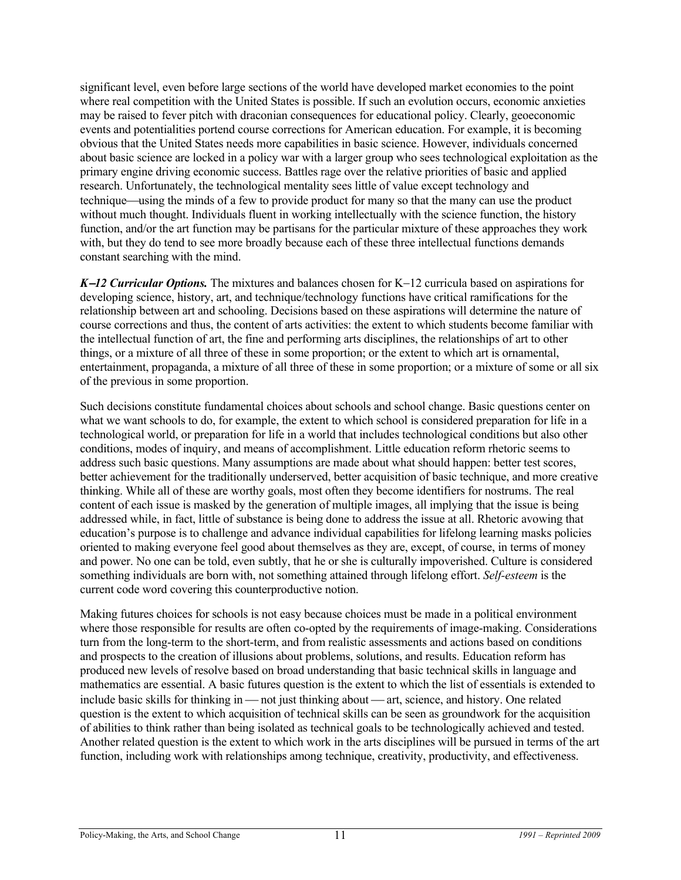significant level, even before large sections of the world have developed market economies to the point where real competition with the United States is possible. If such an evolution occurs, economic anxieties may be raised to fever pitch with draconian consequences for educational policy. Clearly, geoeconomic events and potentialities portend course corrections for American education. For example, it is becoming obvious that the United States needs more capabilities in basic science. However, individuals concerned about basic science are locked in a policy war with a larger group who sees technological exploitation as the primary engine driving economic success. Battles rage over the relative priorities of basic and applied research. Unfortunately, the technological mentality sees little of value except technology and technique—using the minds of a few to provide product for many so that the many can use the product without much thought. Individuals fluent in working intellectually with the science function, the history function, and/or the art function may be partisans for the particular mixture of these approaches they work with, but they do tend to see more broadly because each of these three intellectual functions demands constant searching with the mind.

***K–12 Curricular Options.*** The mixtures and balances chosen for K–12 curricula based on aspirations for developing science, history, art, and technique/technology functions have critical ramifications for the relationship between art and schooling. Decisions based on these aspirations will determine the nature of course corrections and thus, the content of arts activities: the extent to which students become familiar with the intellectual function of art, the fine and performing arts disciplines, the relationships of art to other things, or a mixture of all three of these in some proportion; or the extent to which art is ornamental, entertainment, propaganda, a mixture of all three of these in some proportion; or a mixture of some or all six of the previous in some proportion.

Such decisions constitute fundamental choices about schools and school change. Basic questions center on what we want schools to do, for example, the extent to which school is considered preparation for life in a technological world, or preparation for life in a world that includes technological conditions but also other conditions, modes of inquiry, and means of accomplishment. Little education reform rhetoric seems to address such basic questions. Many assumptions are made about what should happen: better test scores, better achievement for the traditionally underserved, better acquisition of basic technique, and more creative thinking. While all of these are worthy goals, most often they become identifiers for nostrums. The real content of each issue is masked by the generation of multiple images, all implying that the issue is being addressed while, in fact, little of substance is being done to address the issue at all. Rhetoric avowing that education's purpose is to challenge and advance individual capabilities for lifelong learning masks policies oriented to making everyone feel good about themselves as they are, except, of course, in terms of money and power. No one can be told, even subtly, that he or she is culturally impoverished. Culture is considered something individuals are born with, not something attained through lifelong effort. *Self-esteem* is the current code word covering this counterproductive notion.

Making futures choices for schools is not easy because choices must be made in a political environment where those responsible for results are often co-opted by the requirements of image-making. Considerations turn from the long-term to the short-term, and from realistic assessments and actions based on conditions and prospects to the creation of illusions about problems, solutions, and results. Education reform has produced new levels of resolve based on broad understanding that basic technical skills in language and mathematics are essential. A basic futures question is the extent to which the list of essentials is extended to include basic skills for thinking in — not just thinking about — art, science, and history. One related question is the extent to which acquisition of technical skills can be seen as groundwork for the acquisition of abilities to think rather than being isolated as technical goals to be technologically achieved and tested. Another related question is the extent to which work in the arts disciplines will be pursued in terms of the art function, including work with relationships among technique, creativity, productivity, and effectiveness.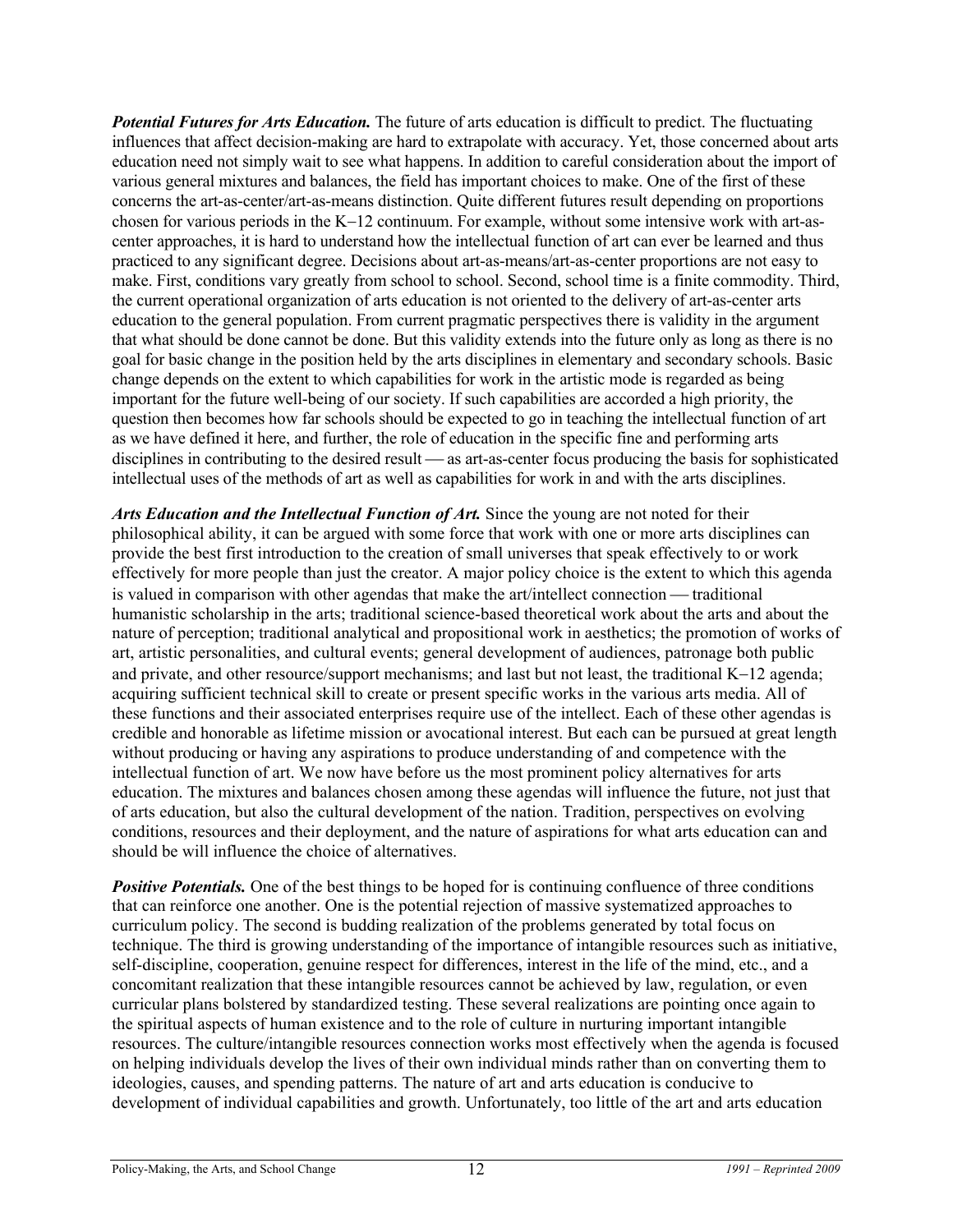***Potential Futures for Arts Education.*** The future of arts education is difficult to predict. The fluctuating influences that affect decision-making are hard to extrapolate with accuracy. Yet, those concerned about arts education need not simply wait to see what happens. In addition to careful consideration about the import of various general mixtures and balances, the field has important choices to make. One of the first of these concerns the art-as-center/art-as-means distinction. Quite different futures result depending on proportions chosen for various periods in the K–12 continuum. For example, without some intensive work with art-as-center approaches, it is hard to understand how the intellectual function of art can ever be learned and thus practiced to any significant degree. Decisions about art-as-means/art-as-center proportions are not easy to make. First, conditions vary greatly from school to school. Second, school time is a finite commodity. Third, the current operational organization of arts education is not oriented to the delivery of art-as-center arts education to the general population. From current pragmatic perspectives there is validity in the argument that what should be done cannot be done. But this validity extends into the future only as long as there is no goal for basic change in the position held by the arts disciplines in elementary and secondary schools. Basic change depends on the extent to which capabilities for work in the artistic mode is regarded as being important for the future well-being of our society. If such capabilities are accorded a high priority, the question then becomes how far schools should be expected to go in teaching the intellectual function of art as we have defined it here, and further, the role of education in the specific fine and performing arts disciplines in contributing to the desired result — as art-as-center focus producing the basis for sophisticated intellectual uses of the methods of art as well as capabilities for work in and with the arts disciplines.

***Arts Education and the Intellectual Function of Art.*** Since the young are not noted for their philosophical ability, it can be argued with some force that work with one or more arts disciplines can provide the best first introduction to the creation of small universes that speak effectively to or work effectively for more people than just the creator. A major policy choice is the extent to which this agenda is valued in comparison with other agendas that make the art/intellect connection — traditional humanistic scholarship in the arts; traditional science-based theoretical work about the arts and about the nature of perception; traditional analytical and propositional work in aesthetics; the promotion of works of art, artistic personalities, and cultural events; general development of audiences, patronage both public and private, and other resource/support mechanisms; and last but not least, the traditional K–12 agenda; acquiring sufficient technical skill to create or present specific works in the various arts media. All of these functions and their associated enterprises require use of the intellect. Each of these other agendas is credible and honorable as lifetime mission or avocational interest. But each can be pursued at great length without producing or having any aspirations to produce understanding of and competence with the intellectual function of art. We now have before us the most prominent policy alternatives for arts education. The mixtures and balances chosen among these agendas will influence the future, not just that of arts education, but also the cultural development of the nation. Tradition, perspectives on evolving conditions, resources and their deployment, and the nature of aspirations for what arts education can and should be will influence the choice of alternatives.

***Positive Potentials.*** One of the best things to be hoped for is continuing confluence of three conditions that can reinforce one another. One is the potential rejection of massive systematized approaches to curriculum policy. The second is budding realization of the problems generated by total focus on technique. The third is growing understanding of the importance of intangible resources such as initiative, self-discipline, cooperation, genuine respect for differences, interest in the life of the mind, etc., and a concomitant realization that these intangible resources cannot be achieved by law, regulation, or even curricular plans bolstered by standardized testing. These several realizations are pointing once again to the spiritual aspects of human existence and to the role of culture in nurturing important intangible resources. The culture/intangible resources connection works most effectively when the agenda is focused on helping individuals develop the lives of their own individual minds rather than on converting them to ideologies, causes, and spending patterns. The nature of art and arts education is conducive to development of individual capabilities and growth. Unfortunately, too little of the art and arts education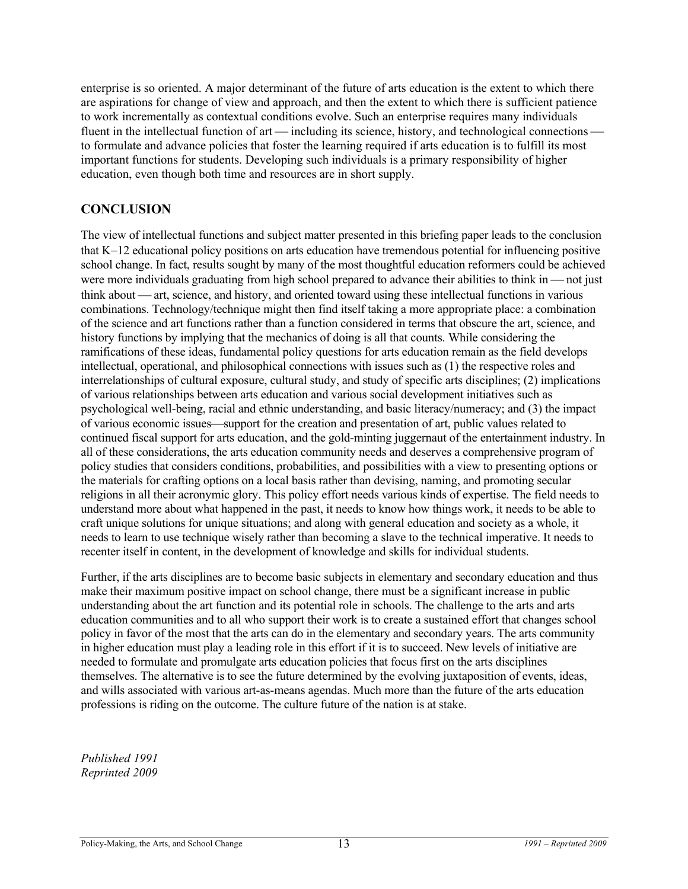enterprise is so oriented. A major determinant of the future of arts education is the extent to which there are aspirations for change of view and approach, and then the extent to which there is sufficient patience to work incrementally as contextual conditions evolve. Such an enterprise requires many individuals fluent in the intellectual function of art — including its science, history, and technological connections — to formulate and advance policies that foster the learning required if arts education is to fulfill its most important functions for students. Developing such individuals is a primary responsibility of higher education, even though both time and resources are in short supply.

## CONCLUSION

The view of intellectual functions and subject matter presented in this briefing paper leads to the conclusion that K–12 educational policy positions on arts education have tremendous potential for influencing positive school change. In fact, results sought by many of the most thoughtful education reformers could be achieved were more individuals graduating from high school prepared to advance their abilities to think in — not just think about — art, science, and history, and oriented toward using these intellectual functions in various combinations. Technology/technique might then find itself taking a more appropriate place: a combination of the science and art functions rather than a function considered in terms that obscure the art, science, and history functions by implying that the mechanics of doing is all that counts. While considering the ramifications of these ideas, fundamental policy questions for arts education remain as the field develops intellectual, operational, and philosophical connections with issues such as (1) the respective roles and interrelationships of cultural exposure, cultural study, and study of specific arts disciplines; (2) implications of various relationships between arts education and various social development initiatives such as psychological well-being, racial and ethnic understanding, and basic literacy/numeracy; and (3) the impact of various economic issues—support for the creation and presentation of art, public values related to continued fiscal support for arts education, and the gold-minting juggernaut of the entertainment industry. In all of these considerations, the arts education community needs and deserves a comprehensive program of policy studies that considers conditions, probabilities, and possibilities with a view to presenting options or the materials for crafting options on a local basis rather than devising, naming, and promoting secular religions in all their acronymic glory. This policy effort needs various kinds of expertise. The field needs to understand more about what happened in the past, it needs to know how things work, it needs to be able to craft unique solutions for unique situations; and along with general education and society as a whole, it needs to learn to use technique wisely rather than becoming a slave to the technical imperative. It needs to recenter itself in content, in the development of knowledge and skills for individual students.

Further, if the arts disciplines are to become basic subjects in elementary and secondary education and thus make their maximum positive impact on school change, there must be a significant increase in public understanding about the art function and its potential role in schools. The challenge to the arts and arts education communities and to all who support their work is to create a sustained effort that changes school policy in favor of the most that the arts can do in the elementary and secondary years. The arts community in higher education must play a leading role in this effort if it is to succeed. New levels of initiative are needed to formulate and promulgate arts education policies that focus first on the arts disciplines themselves. The alternative is to see the future determined by the evolving juxtaposition of events, ideas, and wills associated with various art-as-means agendas. Much more than the future of the arts education professions is riding on the outcome. The culture future of the nation is at stake.

*Published 1991*
*Reprinted 2009*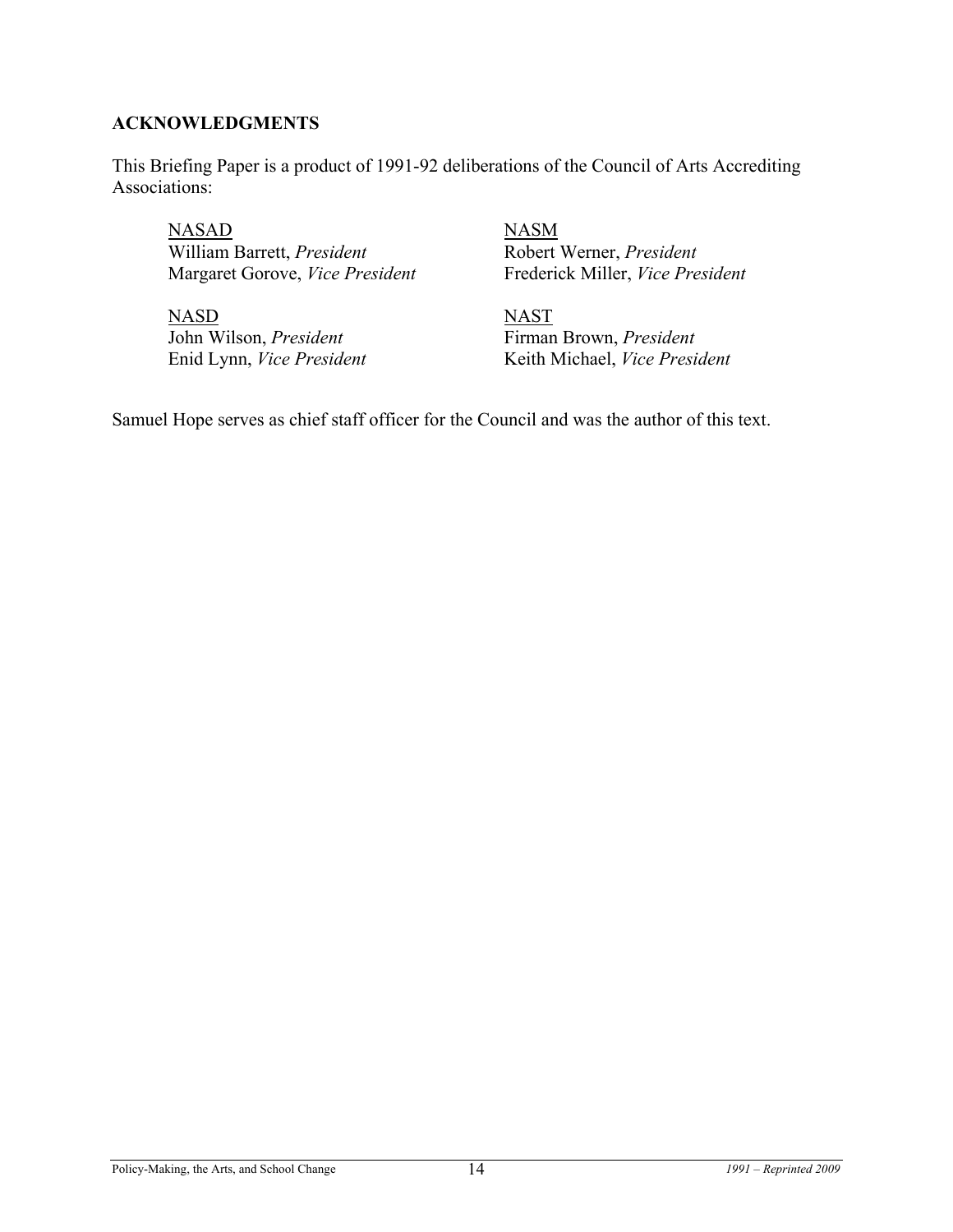**ACKNOWLEDGMENTS**

This Briefing Paper is a product of 1991-92 deliberations of the Council of Arts Accrediting Associations:

NASAD
William Barrett, *President*
Margaret Gorove, *Vice President*

NASM
Robert Werner, *President*
Frederick Miller, *Vice President*

NASD
John Wilson, *President*
Enid Lynn, *Vice President*

NAST
Firman Brown, *President*
Keith Michael, *Vice President*

Samuel Hope serves as chief staff officer for the Council and was the author of this text.